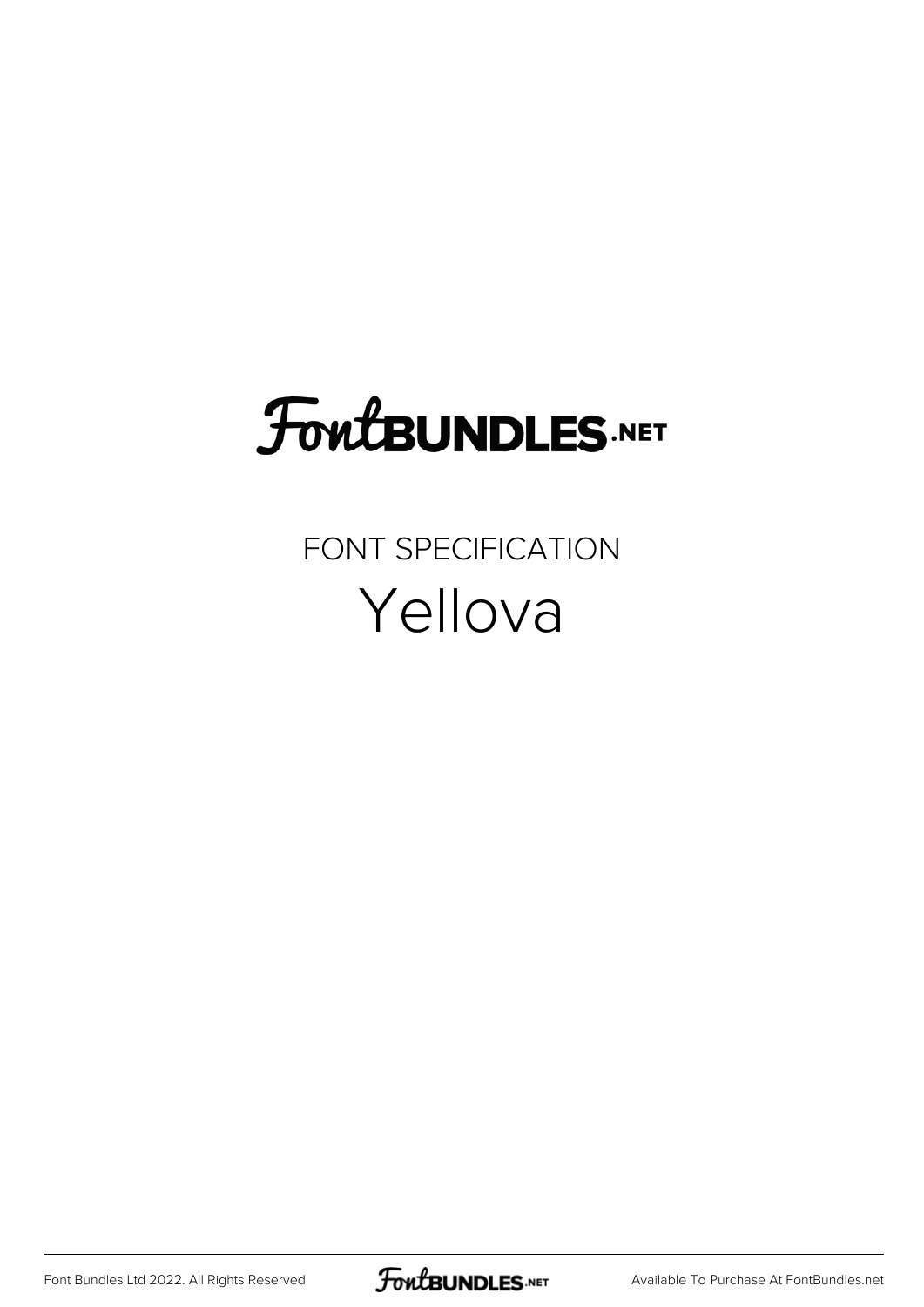# FontBundles.net

FONT SPECIFICATION

## Yellova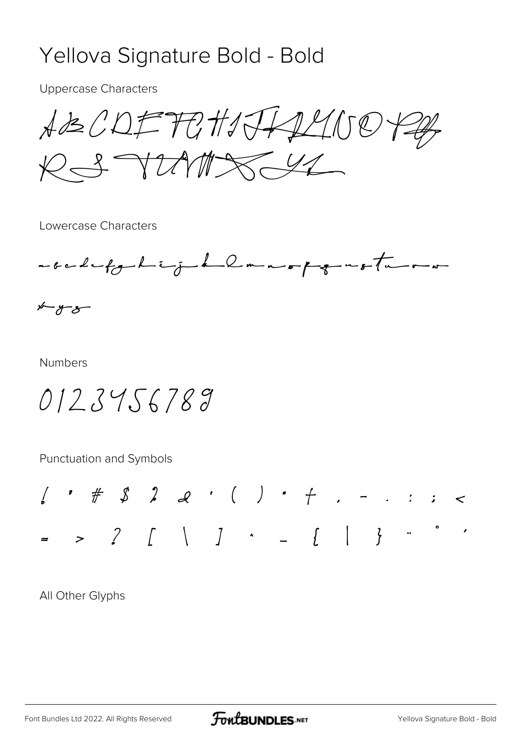# Yellova Signature Bold - Bold

Uppercase Characters

ABCDEFGHIJKLMNOPQ
RSTUVWXYZ

Lowercase Characters

abcdefghijklmnopqrstuvw
xyz

Numbers

0123456789

Punctuation and Symbols

! " # $ % & ' ( ) * + , - . : ; <
= > ? [ \ ] ^ _ { | } ¨ ° ´

All Other Glyphs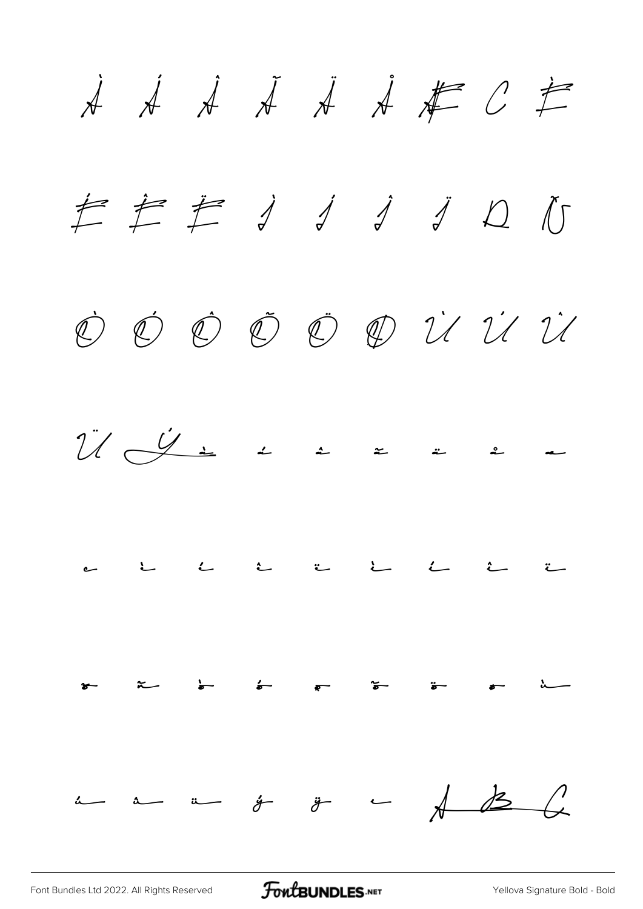À Á Â Ã Ä Å Æ Ç È

É Ê Ë Ì Í Î Ï Ð Ñ

Ò Ó Ô Õ Ö Ø Ù Ú Û

Ü Ý à á â ã ä å æ

ç è é ê ë ì í î ï

ð ñ ò ó ô õ ö ø ù

ú û ü ý ÿ ı A B C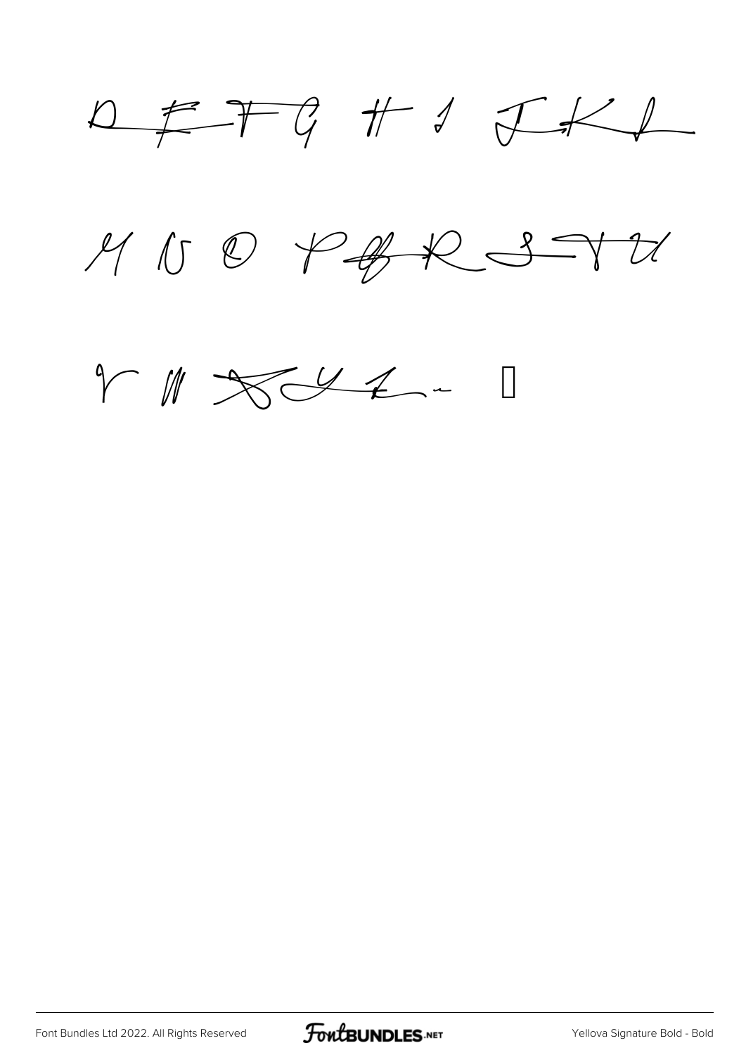D E F G H I J K L

M N O P Q R S T U

V W X Y Z - □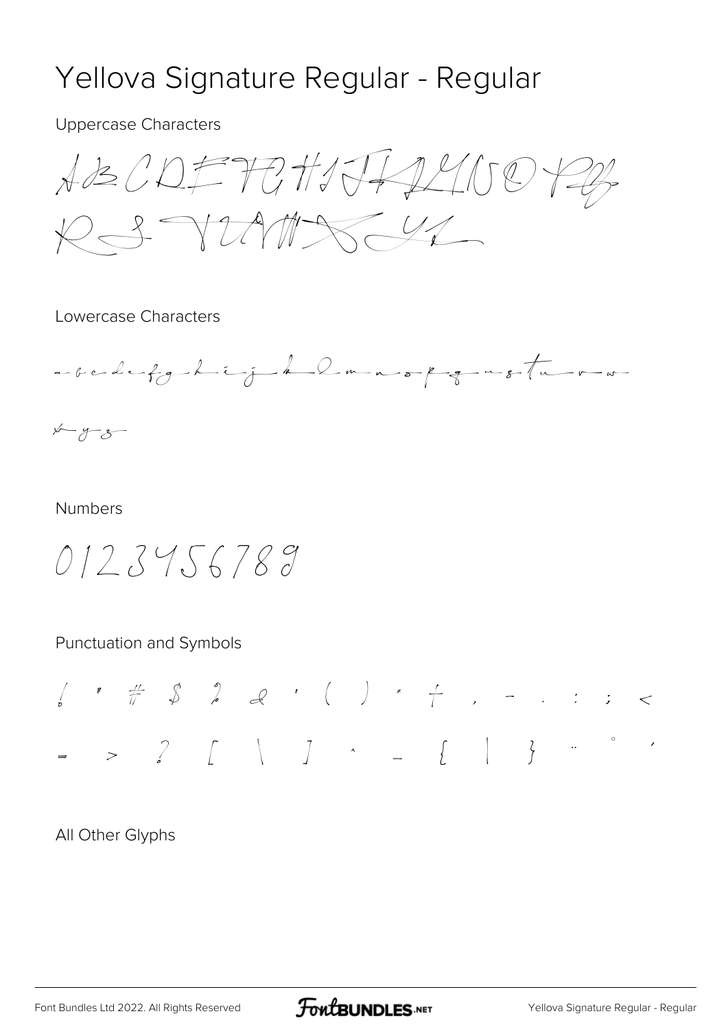# Yellova Signature Regular - Regular

Uppercase Characters

A B C D E F G H I J K L M N O P Q
R S T U V W X Y Z

Lowercase Characters

a b c d e f g h i j k l m n o p q r s t u v w
x y z

Numbers

0 1 2 3 4 5 6 7 8 9

Punctuation and Symbols

! " # $ % & ' ( ) * + , - . / : ; <
= > ? [ \ ] ^ _ { | } ~ ° ´

All Other Glyphs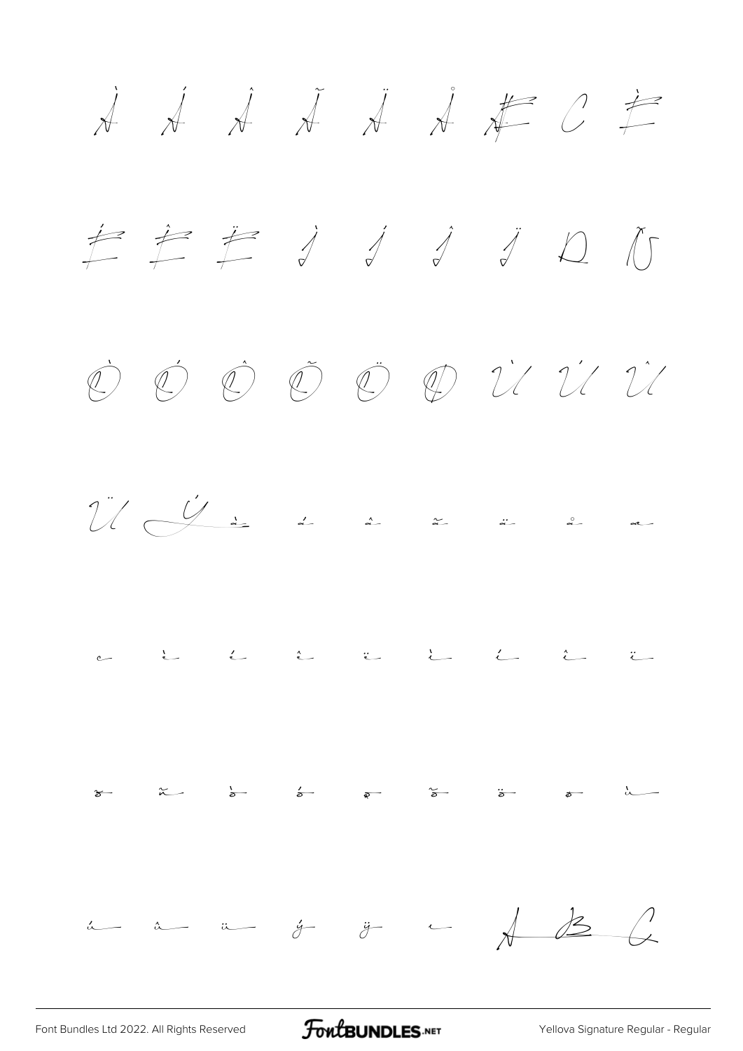À Á Â Ã Ä Å Æ Ç È

É Ê Ë Ì Í Î Ï Ð Ñ

Ò Ó Ô Õ Ö Ø Ù Ú Û

Ü Ý à á â ã ä å æ

ç è é ê ë ì í î ï

ð ñ ò ó ô õ ö ø ù

ú û ü ý ÿ ı A B C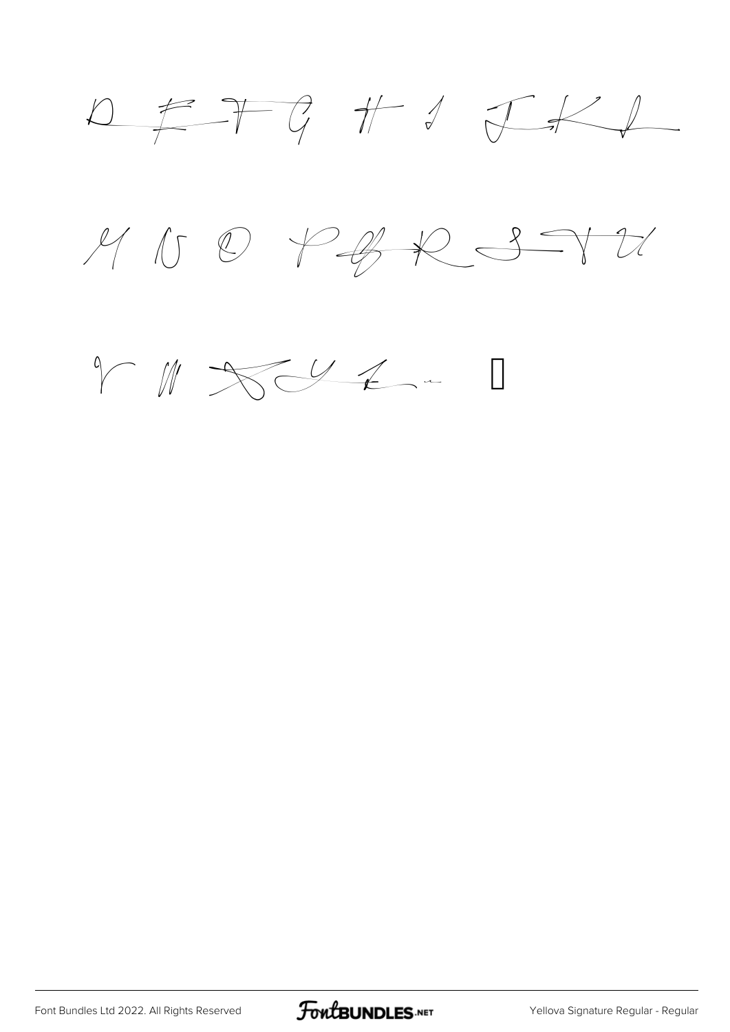D E F G H I J K L

M N O P Q R S T U

V W X Y Z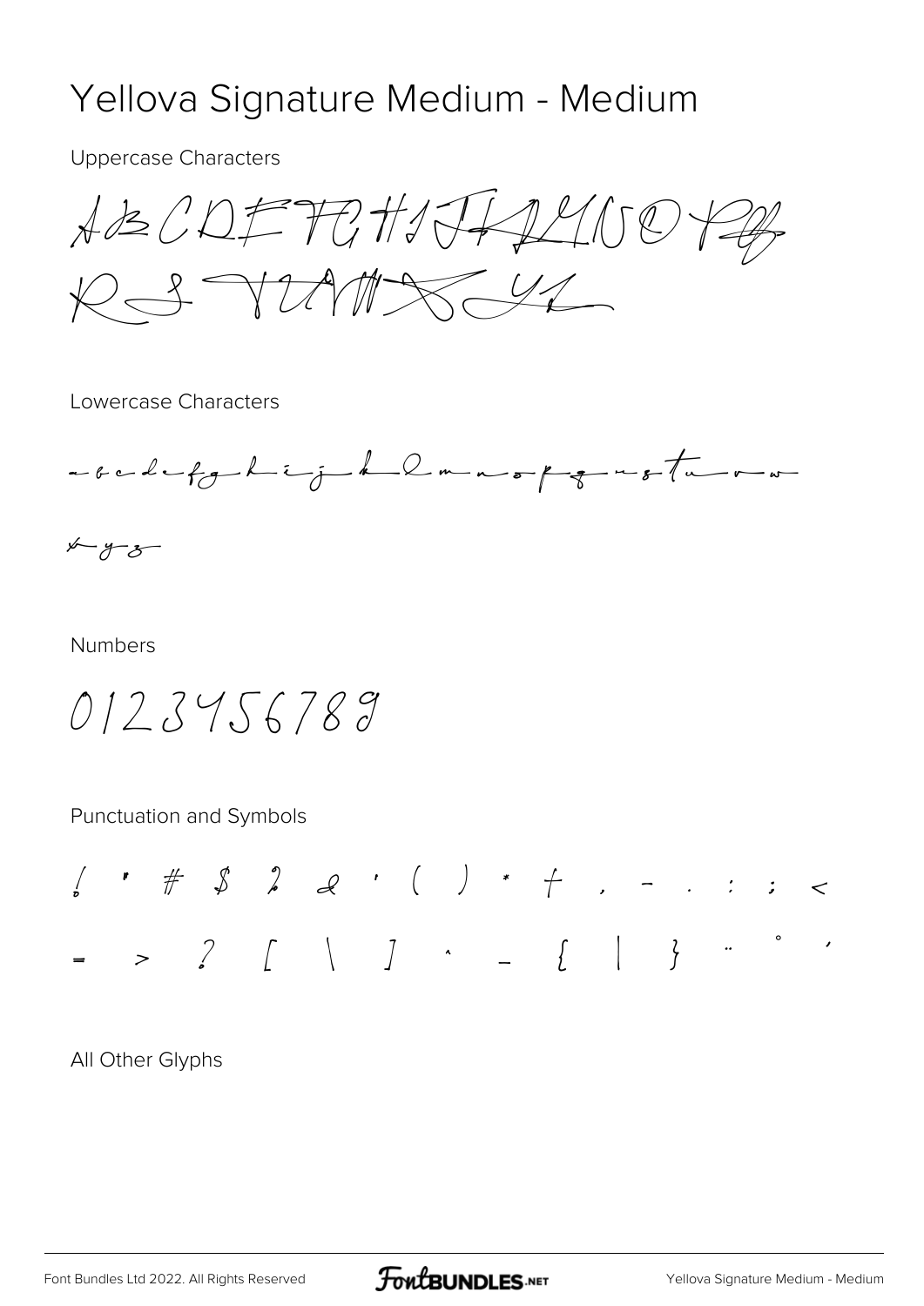# Yellova Signature Medium - Medium

Uppercase Characters

ABCDEFGHIJKLMNOPQ
RSTUVWXYZ

Lowercase Characters

abcdefghijklmnopqrstuvw
xyz

Numbers

0123456789

Punctuation and Symbols

! " # $ % & ' ( ) * + , - . : ; <
= > ? [ \ ] ^ _ { | } ~ ° ´

All Other Glyphs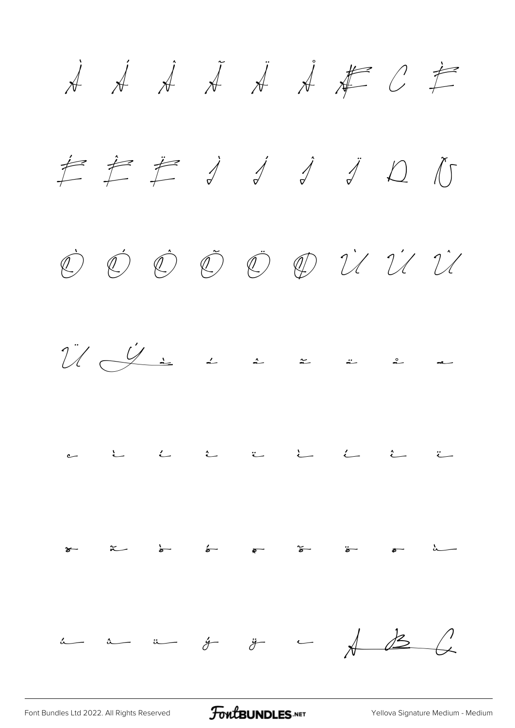À Á Â Ã Ä Å Æ Ç È

É Ê Ë Ì Í Î Ï Ð Ñ

Ò Ó Ô Õ Ö Ø Ù Ú Û

Ü Ý à á â ã ä å æ

ç è é ê ë ì í î ï

ð ñ ò ó ô õ ö ø ù

ú û ü ý ÿ ı A B C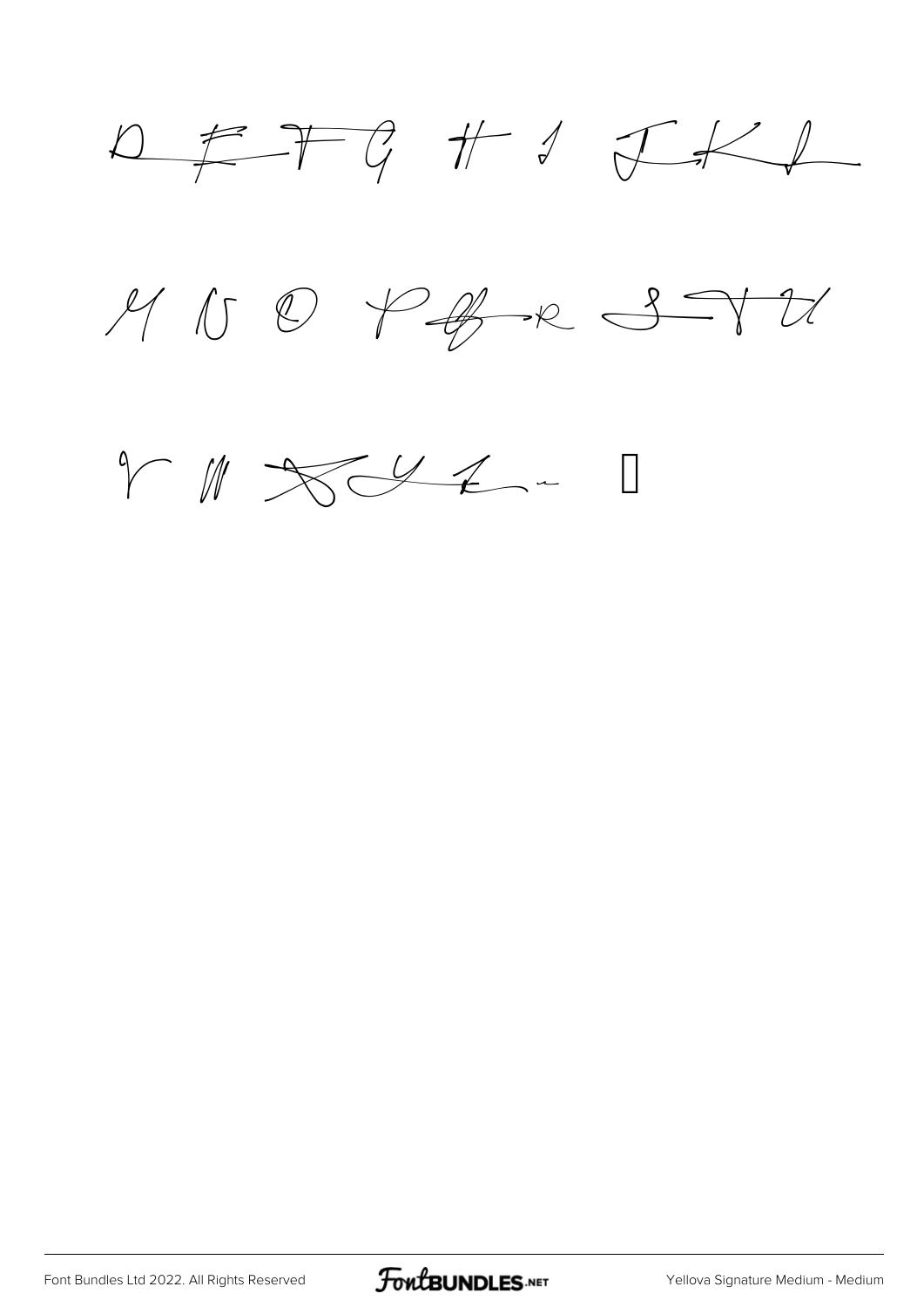D E F G H I J K L

M N O P Q R S T U

V W X Y Z - □